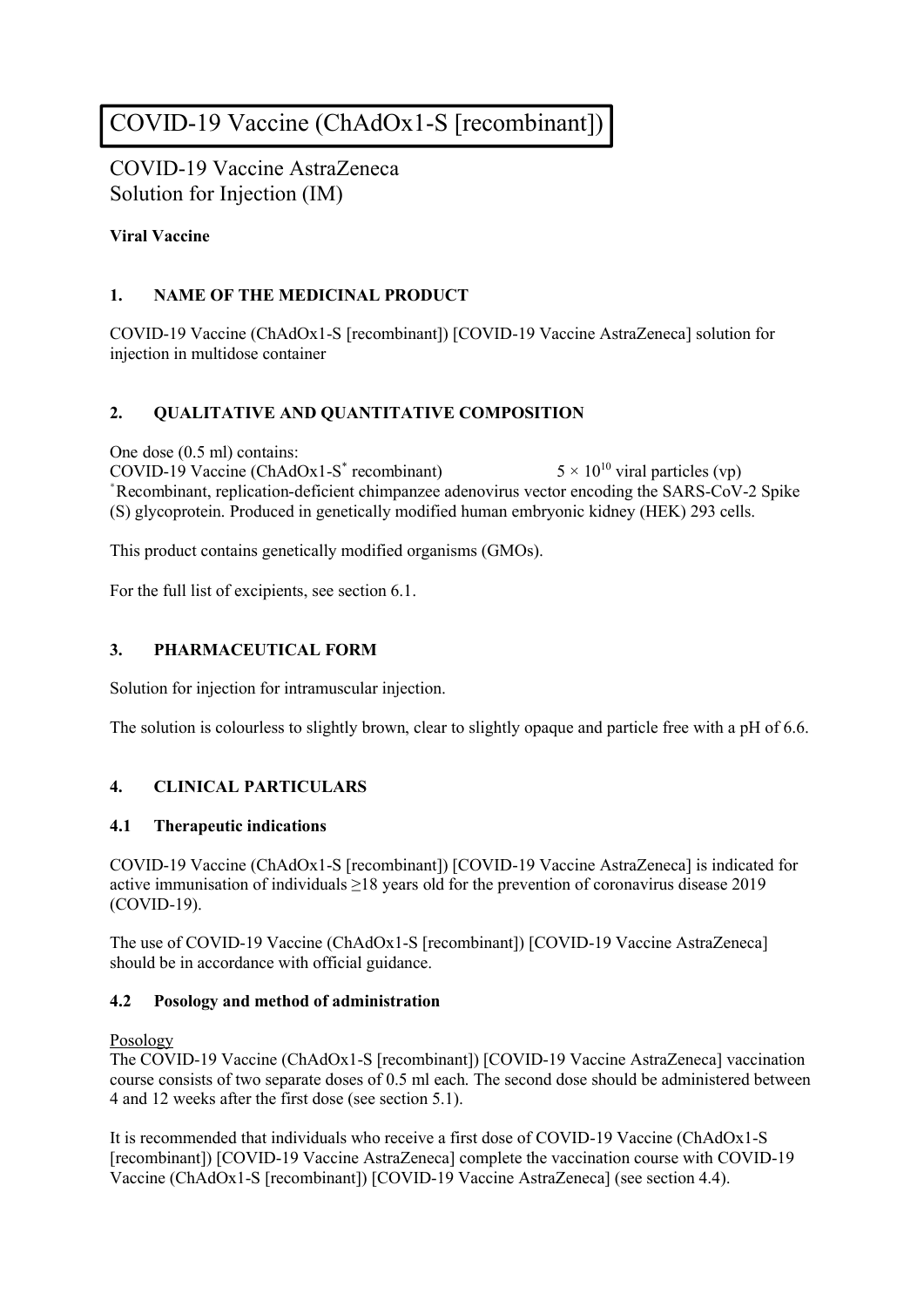# COVID-19 Vaccine (ChAdOx1-S [recombinant])

COVID-19 Vaccine AstraZeneca
Solution for Injection (IM)

**Viral Vaccine**

## 1. NAME OF THE MEDICINAL PRODUCT

COVID-19 Vaccine (ChAdOx1-S [recombinant]) [COVID-19 Vaccine AstraZeneca] solution for injection in multidose container

## 2. QUALITATIVE AND QUANTITATIVE COMPOSITION

One dose (0.5 ml) contains:
COVID-19 Vaccine (ChAdOx1-S* recombinant) $5 \times 10^{10}$ viral particles (vp)
*Recombinant, replication-deficient chimpanzee adenovirus vector encoding the SARS-CoV-2 Spike (S) glycoprotein. Produced in genetically modified human embryonic kidney (HEK) 293 cells.

This product contains genetically modified organisms (GMOs).

For the full list of excipients, see section 6.1.

## 3. PHARMACEUTICAL FORM

Solution for injection for intramuscular injection.

The solution is colourless to slightly brown, clear to slightly opaque and particle free with a pH of 6.6.

## 4. CLINICAL PARTICULARS

### 4.1 Therapeutic indications

COVID-19 Vaccine (ChAdOx1-S [recombinant]) [COVID-19 Vaccine AstraZeneca] is indicated for active immunisation of individuals ≥18 years old for the prevention of coronavirus disease 2019 (COVID-19).

The use of COVID-19 Vaccine (ChAdOx1-S [recombinant]) [COVID-19 Vaccine AstraZeneca] should be in accordance with official guidance.

### 4.2 Posology and method of administration

Posology

The COVID-19 Vaccine (ChAdOx1-S [recombinant]) [COVID-19 Vaccine AstraZeneca] vaccination course consists of two separate doses of 0.5 ml each. The second dose should be administered between 4 and 12 weeks after the first dose (see section 5.1).

It is recommended that individuals who receive a first dose of COVID-19 Vaccine (ChAdOx1-S [recombinant]) [COVID-19 Vaccine AstraZeneca] complete the vaccination course with COVID-19 Vaccine (ChAdOx1-S [recombinant]) [COVID-19 Vaccine AstraZeneca] (see section 4.4).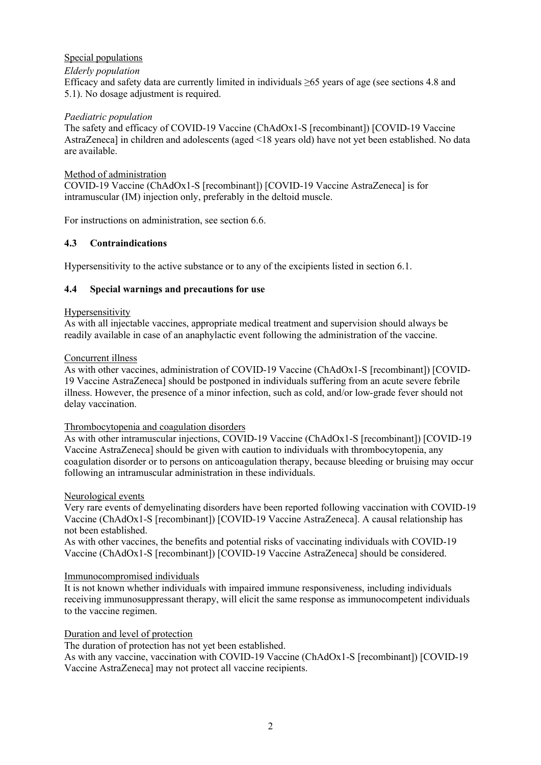Special populations

*Elderly population*

Efficacy and safety data are currently limited in individuals ≥65 years of age (see sections 4.8 and 5.1). No dosage adjustment is required.

*Paediatric population*

The safety and efficacy of COVID-19 Vaccine (ChAdOx1-S [recombinant]) [COVID-19 Vaccine AstraZeneca] in children and adolescents (aged <18 years old) have not yet been established. No data are available.

Method of administration

COVID-19 Vaccine (ChAdOx1-S [recombinant]) [COVID-19 Vaccine AstraZeneca] is for intramuscular (IM) injection only, preferably in the deltoid muscle.

For instructions on administration, see section 6.6.

## 4.3 Contraindications

Hypersensitivity to the active substance or to any of the excipients listed in section 6.1.

## 4.4 Special warnings and precautions for use

Hypersensitivity

As with all injectable vaccines, appropriate medical treatment and supervision should always be readily available in case of an anaphylactic event following the administration of the vaccine.

Concurrent illness

As with other vaccines, administration of COVID-19 Vaccine (ChAdOx1-S [recombinant]) [COVID-19 Vaccine AstraZeneca] should be postponed in individuals suffering from an acute severe febrile illness. However, the presence of a minor infection, such as cold, and/or low-grade fever should not delay vaccination.

Thrombocytopenia and coagulation disorders

As with other intramuscular injections, COVID-19 Vaccine (ChAdOx1-S [recombinant]) [COVID-19 Vaccine AstraZeneca] should be given with caution to individuals with thrombocytopenia, any coagulation disorder or to persons on anticoagulation therapy, because bleeding or bruising may occur following an intramuscular administration in these individuals.

Neurological events

Very rare events of demyelinating disorders have been reported following vaccination with COVID-19 Vaccine (ChAdOx1-S [recombinant]) [COVID-19 Vaccine AstraZeneca]. A causal relationship has not been established.

As with other vaccines, the benefits and potential risks of vaccinating individuals with COVID-19 Vaccine (ChAdOx1-S [recombinant]) [COVID-19 Vaccine AstraZeneca] should be considered.

Immunocompromised individuals

It is not known whether individuals with impaired immune responsiveness, including individuals receiving immunosuppressant therapy, will elicit the same response as immunocompetent individuals to the vaccine regimen.

Duration and level of protection

The duration of protection has not yet been established.

As with any vaccine, vaccination with COVID-19 Vaccine (ChAdOx1-S [recombinant]) [COVID-19 Vaccine AstraZeneca] may not protect all vaccine recipients.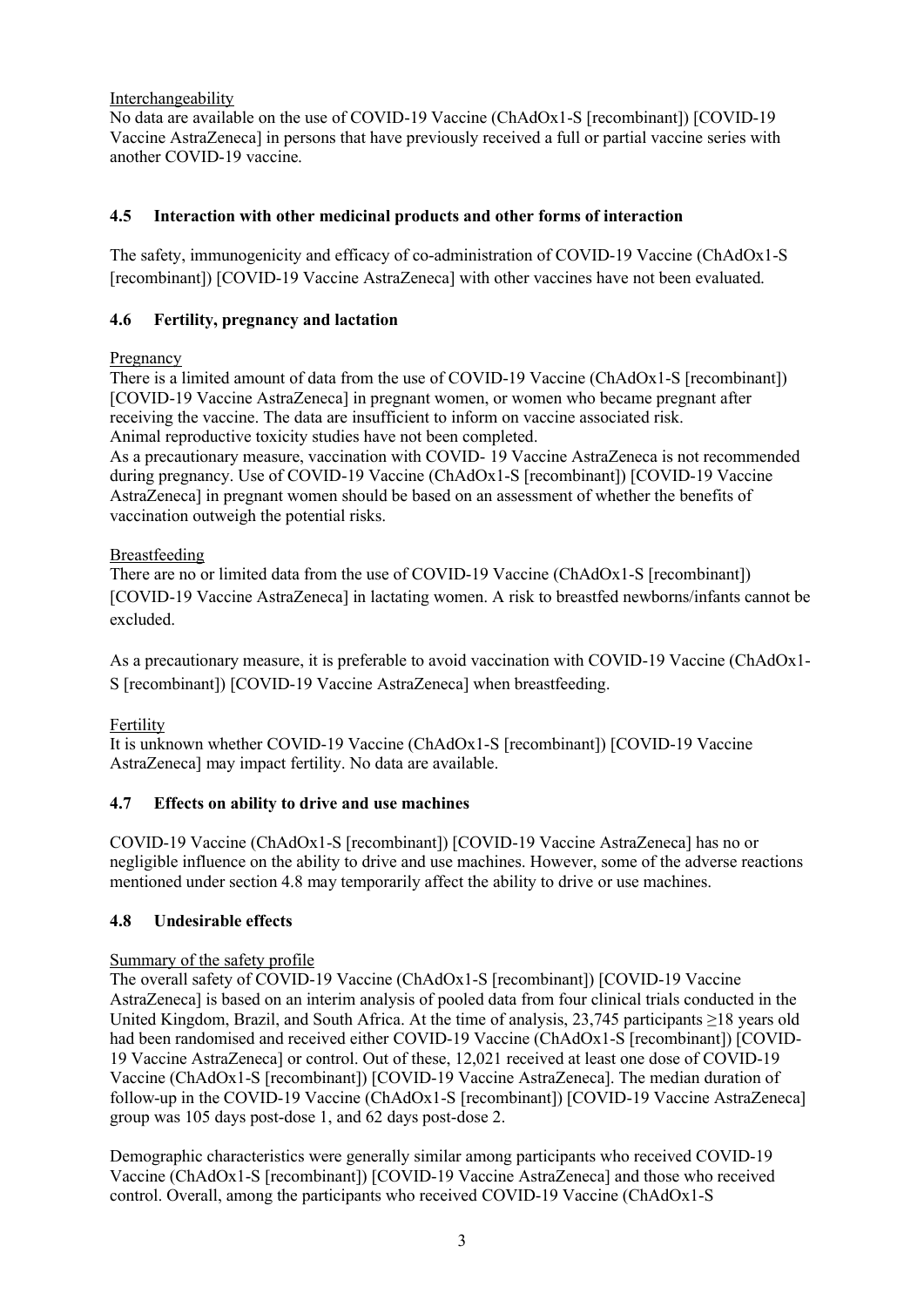Interchangeability

No data are available on the use of COVID-19 Vaccine (ChAdOx1-S [recombinant]) [COVID-19 Vaccine AstraZeneca] in persons that have previously received a full or partial vaccine series with another COVID-19 vaccine.

### 4.5 Interaction with other medicinal products and other forms of interaction

The safety, immunogenicity and efficacy of co-administration of COVID-19 Vaccine (ChAdOx1-S [recombinant]) [COVID-19 Vaccine AstraZeneca] with other vaccines have not been evaluated.

### 4.6 Fertility, pregnancy and lactation

Pregnancy

There is a limited amount of data from the use of COVID-19 Vaccine (ChAdOx1-S [recombinant]) [COVID-19 Vaccine AstraZeneca] in pregnant women, or women who became pregnant after receiving the vaccine. The data are insufficient to inform on vaccine associated risk.
Animal reproductive toxicity studies have not been completed.
As a precautionary measure, vaccination with COVID- 19 Vaccine AstraZeneca is not recommended during pregnancy. Use of COVID-19 Vaccine (ChAdOx1-S [recombinant]) [COVID-19 Vaccine AstraZeneca] in pregnant women should be based on an assessment of whether the benefits of vaccination outweigh the potential risks.

Breastfeeding

There are no or limited data from the use of COVID-19 Vaccine (ChAdOx1-S [recombinant]) [COVID-19 Vaccine AstraZeneca] in lactating women. A risk to breastfed newborns/infants cannot be excluded.

As a precautionary measure, it is preferable to avoid vaccination with COVID-19 Vaccine (ChAdOx1-S [recombinant]) [COVID-19 Vaccine AstraZeneca] when breastfeeding.

Fertility

It is unknown whether COVID-19 Vaccine (ChAdOx1-S [recombinant]) [COVID-19 Vaccine AstraZeneca] may impact fertility. No data are available.

### 4.7 Effects on ability to drive and use machines

COVID-19 Vaccine (ChAdOx1-S [recombinant]) [COVID-19 Vaccine AstraZeneca] has no or negligible influence on the ability to drive and use machines. However, some of the adverse reactions mentioned under section 4.8 may temporarily affect the ability to drive or use machines.

### 4.8 Undesirable effects

Summary of the safety profile

The overall safety of COVID-19 Vaccine (ChAdOx1-S [recombinant]) [COVID-19 Vaccine AstraZeneca] is based on an interim analysis of pooled data from four clinical trials conducted in the United Kingdom, Brazil, and South Africa. At the time of analysis, 23,745 participants ≥18 years old had been randomised and received either COVID-19 Vaccine (ChAdOx1-S [recombinant]) [COVID-19 Vaccine AstraZeneca] or control. Out of these, 12,021 received at least one dose of COVID-19 Vaccine (ChAdOx1-S [recombinant]) [COVID-19 Vaccine AstraZeneca]. The median duration of follow-up in the COVID-19 Vaccine (ChAdOx1-S [recombinant]) [COVID-19 Vaccine AstraZeneca] group was 105 days post-dose 1, and 62 days post-dose 2.

Demographic characteristics were generally similar among participants who received COVID-19 Vaccine (ChAdOx1-S [recombinant]) [COVID-19 Vaccine AstraZeneca] and those who received control. Overall, among the participants who received COVID-19 Vaccine (ChAdOx1-S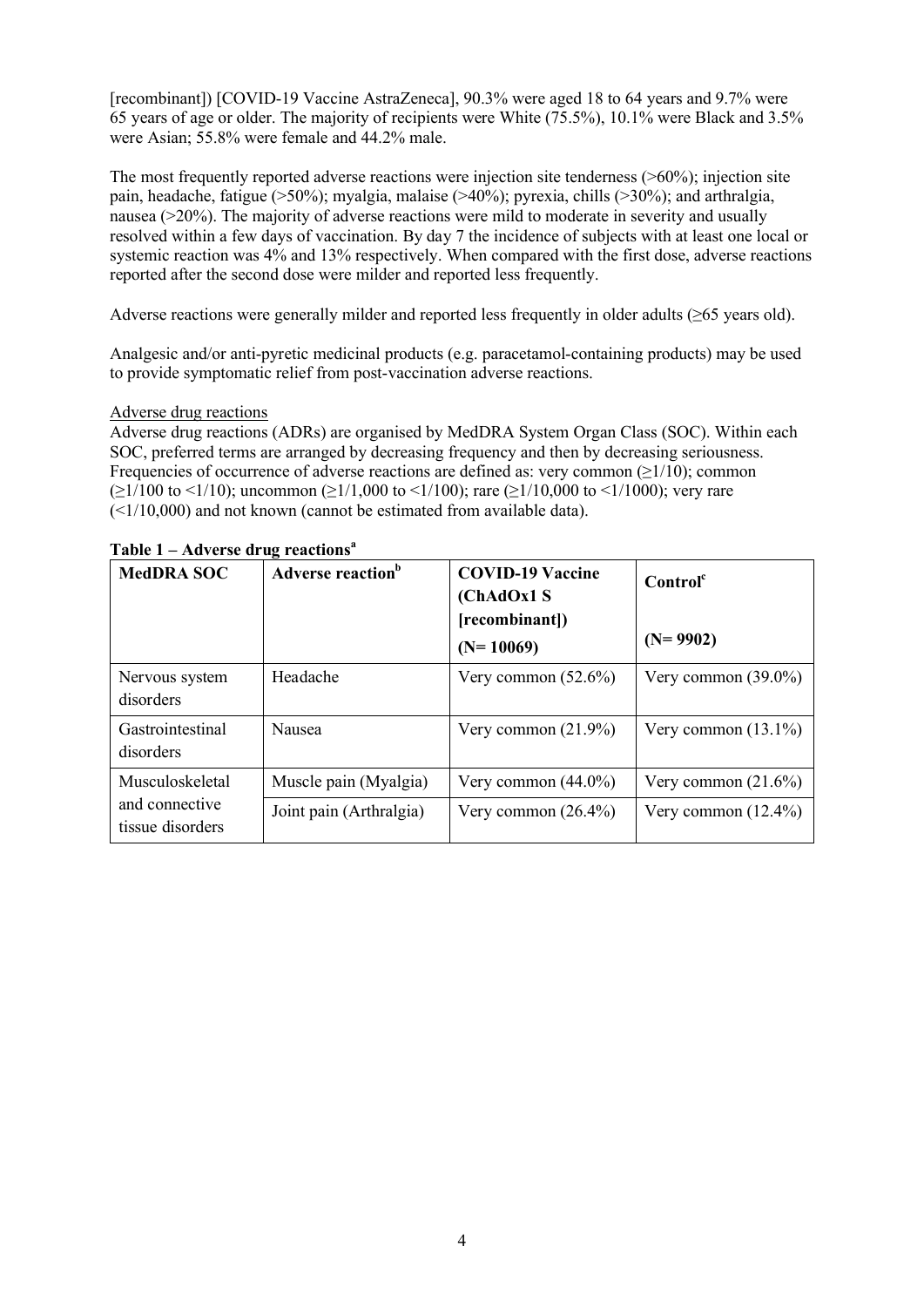[recombinant]) [COVID-19 Vaccine AstraZeneca], 90.3% were aged 18 to 64 years and 9.7% were 65 years of age or older. The majority of recipients were White (75.5%), 10.1% were Black and 3.5% were Asian; 55.8% were female and 44.2% male.

The most frequently reported adverse reactions were injection site tenderness (>60%); injection site pain, headache, fatigue (>50%); myalgia, malaise (>40%); pyrexia, chills (>30%); and arthralgia, nausea (>20%). The majority of adverse reactions were mild to moderate in severity and usually resolved within a few days of vaccination. By day 7 the incidence of subjects with at least one local or systemic reaction was 4% and 13% respectively. When compared with the first dose, adverse reactions reported after the second dose were milder and reported less frequently.

Adverse reactions were generally milder and reported less frequently in older adults (≥65 years old).

Analgesic and/or anti-pyretic medicinal products (e.g. paracetamol-containing products) may be used to provide symptomatic relief from post-vaccination adverse reactions.

Adverse drug reactions

Adverse drug reactions (ADRs) are organised by MedDRA System Organ Class (SOC). Within each SOC, preferred terms are arranged by decreasing frequency and then by decreasing seriousness. Frequencies of occurrence of adverse reactions are defined as: very common (≥1/10); common (≥1/100 to <1/10); uncommon (≥1/1,000 to <1/100); rare (≥1/10,000 to <1/1000); very rare (<1/10,000) and not known (cannot be estimated from available data).

**Table 1 – Adverse drug reactions[a]**

| MedDRA SOC | Adverse reaction[b] | COVID-19 Vaccine (ChAdOx1 S [recombinant]) (N= 10069) | Control[c] (N= 9902) |
|---|---|---|---|
| Nervous system disorders | Headache | Very common (52.6%) | Very common (39.0%) |
| Gastrointestinal disorders | Nausea | Very common (21.9%) | Very common (13.1%) |
| Musculoskeletal and connective tissue disorders | Muscle pain (Myalgia) | Very common (44.0%) | Very common (21.6%) |
| | Joint pain (Arthralgia) | Very common (26.4%) | Very common (12.4%) |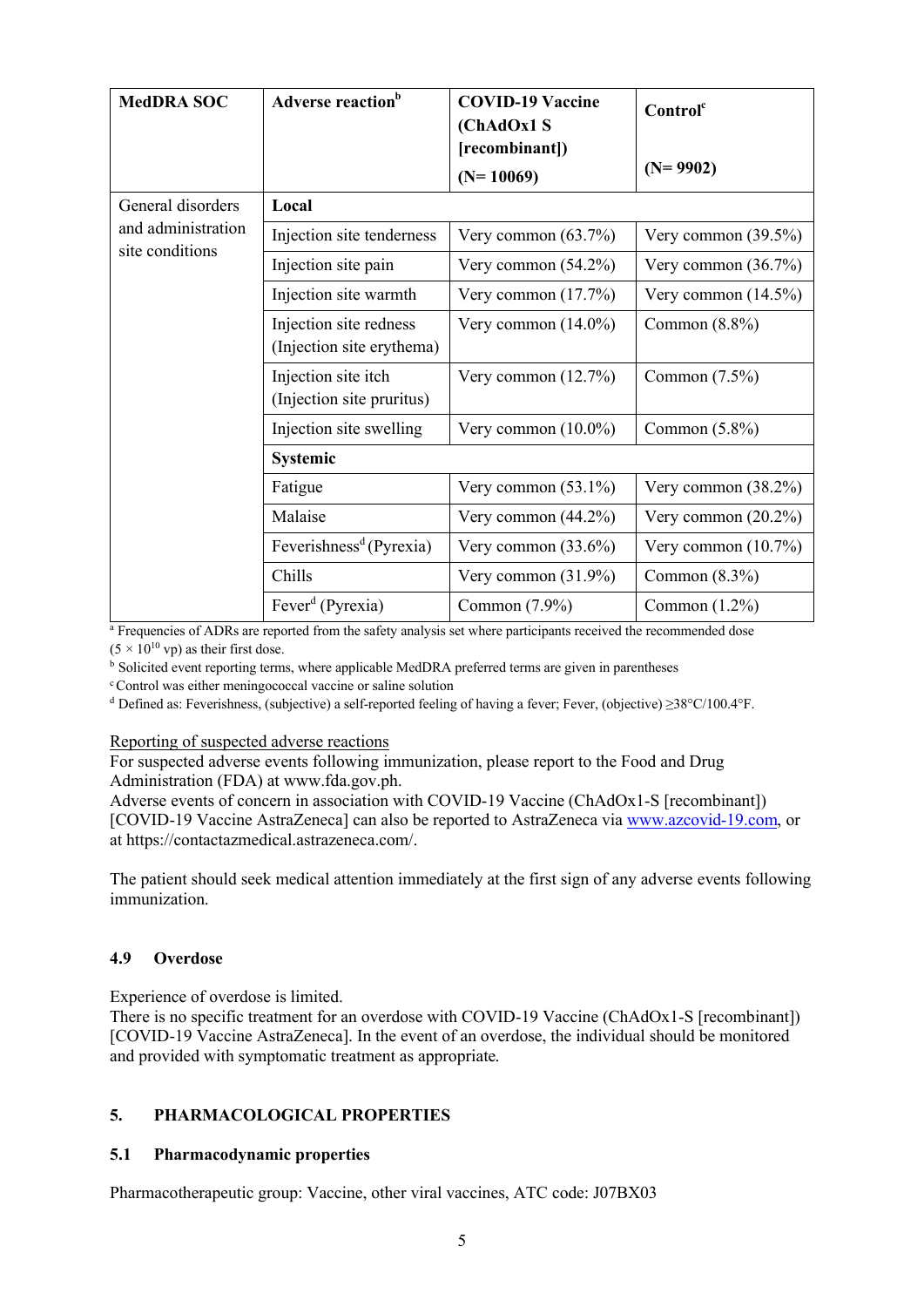| MedDRA SOC | Adverse reaction[b] | COVID-19 Vaccine (ChAdOx1 S [recombinant]) (N= 10069) | Control[c] (N= 9902) |
|---|---|---|---|
| General disorders and administration site conditions | **Local** | | |
| | Injection site tenderness | Very common (63.7%) | Very common (39.5%) |
| | Injection site pain | Very common (54.2%) | Very common (36.7%) |
| | Injection site warmth | Very common (17.7%) | Very common (14.5%) |
| | Injection site redness (Injection site erythema) | Very common (14.0%) | Common (8.8%) |
| | Injection site itch (Injection site pruritus) | Very common (12.7%) | Common (7.5%) |
| | Injection site swelling | Very common (10.0%) | Common (5.8%) |
| | **Systemic** | | |
| | Fatigue | Very common (53.1%) | Very common (38.2%) |
| | Malaise | Very common (44.2%) | Very common (20.2%) |
| | Feverishness[d] (Pyrexia) | Very common (33.6%) | Very common (10.7%) |
| | Chills | Very common (31.9%) | Common (8.3%) |
| | Fever[d] (Pyrexia) | Common (7.9%) | Common (1.2%) |

[a] Frequencies of ADRs are reported from the safety analysis set where participants received the recommended dose ($5 \times 10^{10}$ vp) as their first dose.
[b] Solicited event reporting terms, where applicable MedDRA preferred terms are given in parentheses
[c] Control was either meningococcal vaccine or saline solution
[d] Defined as: Feverishness, (subjective) a self-reported feeling of having a fever; Fever, (objective) ≥38°C/100.4°F.

Reporting of suspected adverse reactions

For suspected adverse events following immunization, please report to the Food and Drug Administration (FDA) at www.fda.gov.ph.
Adverse events of concern in association with COVID-19 Vaccine (ChAdOx1-S [recombinant]) [COVID-19 Vaccine AstraZeneca] can also be reported to AstraZeneca via www.azcovid-19.com, or at https://contactazmedical.astrazeneca.com/.

The patient should seek medical attention immediately at the first sign of any adverse events following immunization.

### 4.9 Overdose

Experience of overdose is limited.
There is no specific treatment for an overdose with COVID-19 Vaccine (ChAdOx1-S [recombinant]) [COVID-19 Vaccine AstraZeneca]. In the event of an overdose, the individual should be monitored and provided with symptomatic treatment as appropriate.

## 5. PHARMACOLOGICAL PROPERTIES

### 5.1 Pharmacodynamic properties

Pharmacotherapeutic group: Vaccine, other viral vaccines, ATC code: J07BX03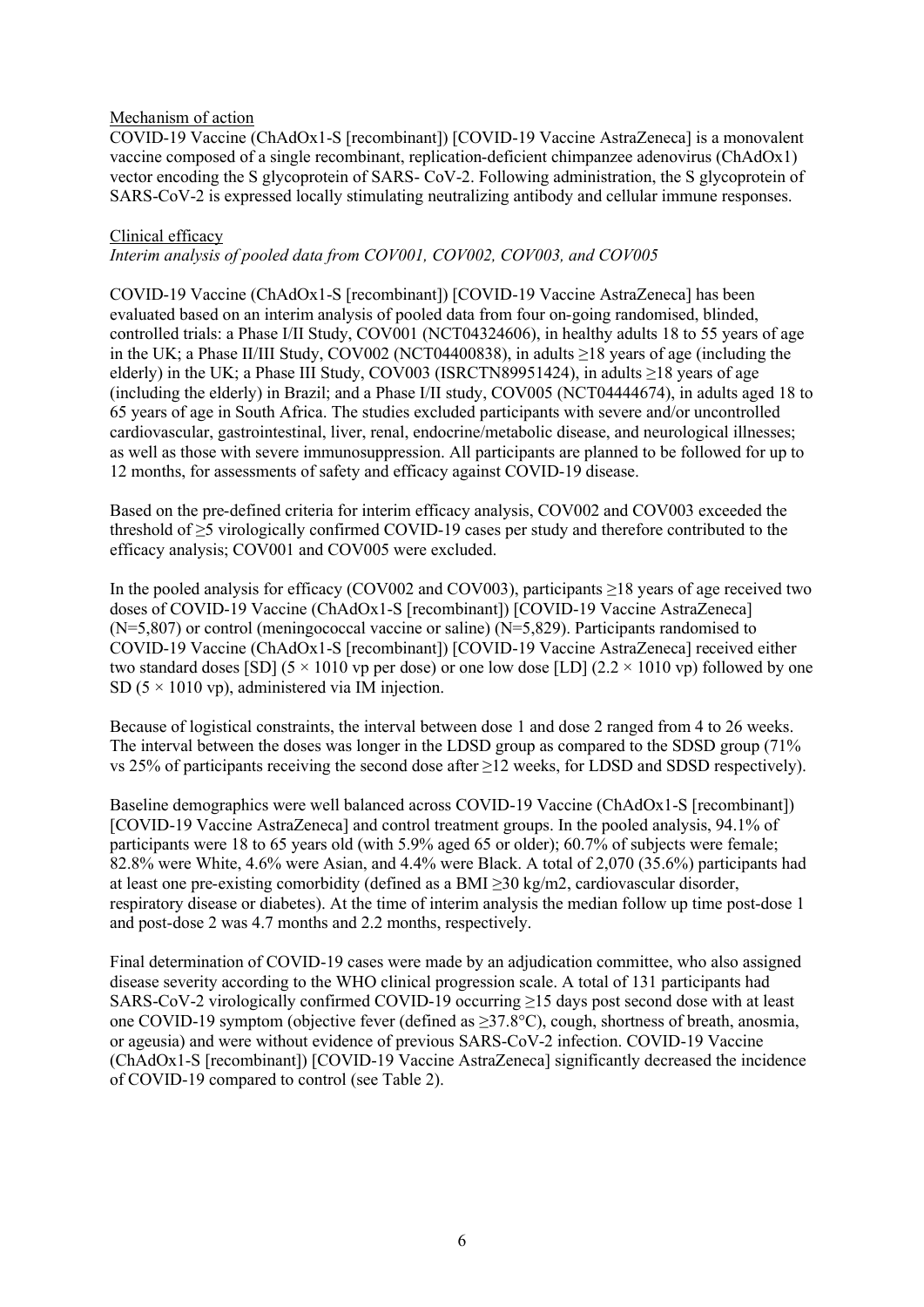Mechanism of action

COVID-19 Vaccine (ChAdOx1-S [recombinant]) [COVID-19 Vaccine AstraZeneca] is a monovalent vaccine composed of a single recombinant, replication-deficient chimpanzee adenovirus (ChAdOx1) vector encoding the S glycoprotein of SARS- CoV-2. Following administration, the S glycoprotein of SARS-CoV-2 is expressed locally stimulating neutralizing antibody and cellular immune responses.

Clinical efficacy

*Interim analysis of pooled data from COV001, COV002, COV003, and COV005*

COVID-19 Vaccine (ChAdOx1-S [recombinant]) [COVID-19 Vaccine AstraZeneca] has been evaluated based on an interim analysis of pooled data from four on-going randomised, blinded, controlled trials: a Phase I/II Study, COV001 (NCT04324606), in healthy adults 18 to 55 years of age in the UK; a Phase II/III Study, COV002 (NCT04400838), in adults ≥18 years of age (including the elderly) in the UK; a Phase III Study, COV003 (ISRCTN89951424), in adults ≥18 years of age (including the elderly) in Brazil; and a Phase I/II study, COV005 (NCT04444674), in adults aged 18 to 65 years of age in South Africa. The studies excluded participants with severe and/or uncontrolled cardiovascular, gastrointestinal, liver, renal, endocrine/metabolic disease, and neurological illnesses; as well as those with severe immunosuppression. All participants are planned to be followed for up to 12 months, for assessments of safety and efficacy against COVID-19 disease.

Based on the pre-defined criteria for interim efficacy analysis, COV002 and COV003 exceeded the threshold of ≥5 virologically confirmed COVID-19 cases per study and therefore contributed to the efficacy analysis; COV001 and COV005 were excluded.

In the pooled analysis for efficacy (COV002 and COV003), participants ≥18 years of age received two doses of COVID-19 Vaccine (ChAdOx1-S [recombinant]) [COVID-19 Vaccine AstraZeneca] (N=5,807) or control (meningococcal vaccine or saline) (N=5,829). Participants randomised to COVID-19 Vaccine (ChAdOx1-S [recombinant]) [COVID-19 Vaccine AstraZeneca] received either two standard doses [SD] (5 × 1010 vp per dose) or one low dose [LD] (2.2 × 1010 vp) followed by one SD (5 × 1010 vp), administered via IM injection.

Because of logistical constraints, the interval between dose 1 and dose 2 ranged from 4 to 26 weeks. The interval between the doses was longer in the LDSD group as compared to the SDSD group (71% vs 25% of participants receiving the second dose after ≥12 weeks, for LDSD and SDSD respectively).

Baseline demographics were well balanced across COVID-19 Vaccine (ChAdOx1-S [recombinant]) [COVID-19 Vaccine AstraZeneca] and control treatment groups. In the pooled analysis, 94.1% of participants were 18 to 65 years old (with 5.9% aged 65 or older); 60.7% of subjects were female; 82.8% were White, 4.6% were Asian, and 4.4% were Black. A total of 2,070 (35.6%) participants had at least one pre-existing comorbidity (defined as a BMI ≥30 kg/m2, cardiovascular disorder, respiratory disease or diabetes). At the time of interim analysis the median follow up time post-dose 1 and post-dose 2 was 4.7 months and 2.2 months, respectively.

Final determination of COVID-19 cases were made by an adjudication committee, who also assigned disease severity according to the WHO clinical progression scale. A total of 131 participants had SARS-CoV-2 virologically confirmed COVID-19 occurring ≥15 days post second dose with at least one COVID-19 symptom (objective fever (defined as ≥37.8°C), cough, shortness of breath, anosmia, or ageusia) and were without evidence of previous SARS-CoV-2 infection. COVID-19 Vaccine (ChAdOx1-S [recombinant]) [COVID-19 Vaccine AstraZeneca] significantly decreased the incidence of COVID-19 compared to control (see Table 2).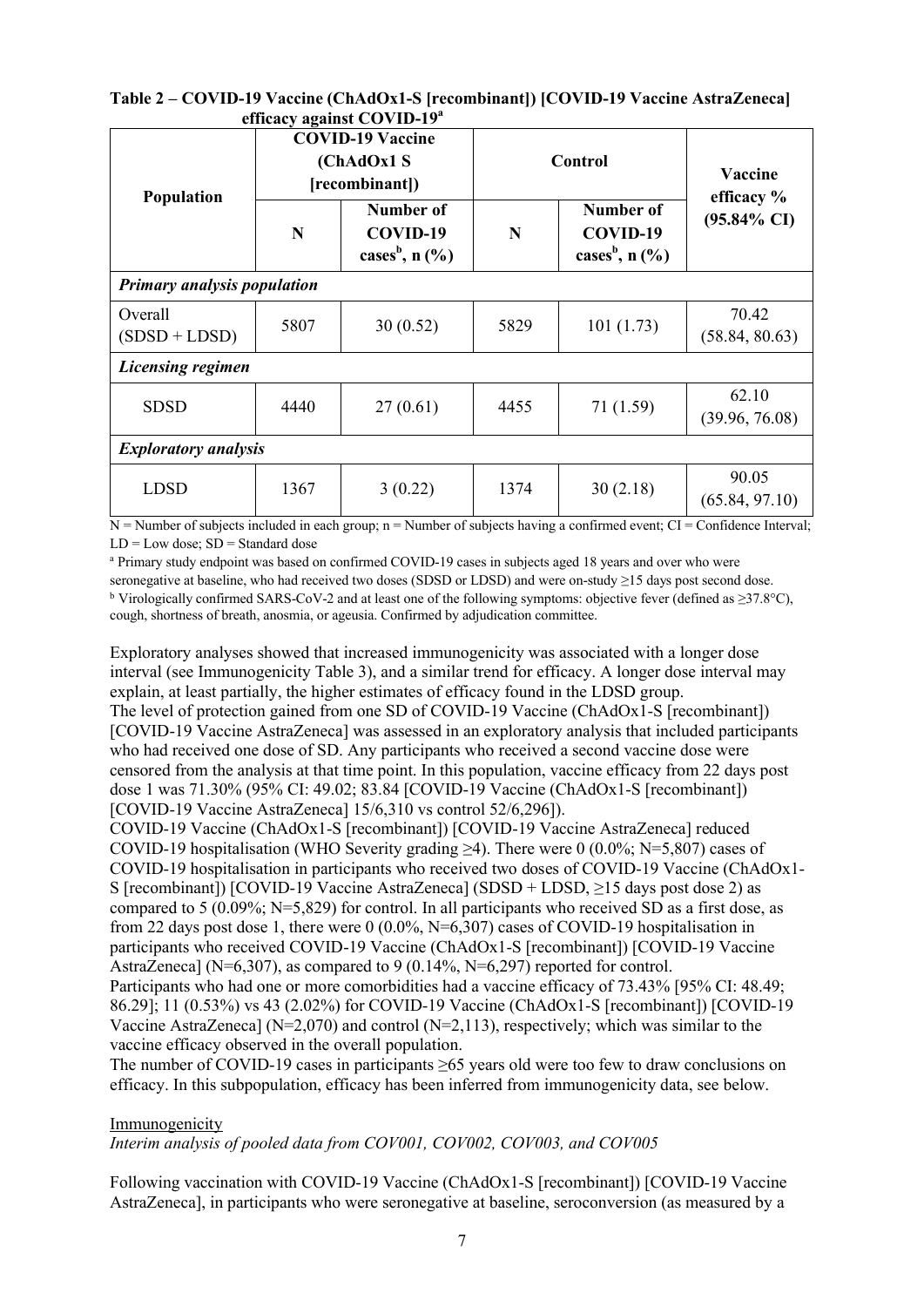**Table 2 – COVID-19 Vaccine (ChAdOx1-S [recombinant]) [COVID-19 Vaccine AstraZeneca] efficacy against COVID-19[a]**

| Population | COVID-19 Vaccine (ChAdOx1 S [recombinant]) | | Control | | Vaccine efficacy % (95.84% CI) |
|---|---|---|---|---|---|
| | N | Number of COVID-19 cases[b], n (%) | N | Number of COVID-19 cases[b], n (%) | |
| ***Primary analysis population*** | | | | | |
| Overall (SDSD + LDSD) | 5807 | 30 (0.52) | 5829 | 101 (1.73) | 70.42 (58.84, 80.63) |
| ***Licensing regimen*** | | | | | |
| SDSD | 4440 | 27 (0.61) | 4455 | 71 (1.59) | 62.10 (39.96, 76.08) |
| ***Exploratory analysis*** | | | | | |
| LDSD | 1367 | 3 (0.22) | 1374 | 30 (2.18) | 90.05 (65.84, 97.10) |

N = Number of subjects included in each group; n = Number of subjects having a confirmed event; CI = Confidence Interval; LD = Low dose; SD = Standard dose

[a] Primary study endpoint was based on confirmed COVID-19 cases in subjects aged 18 years and over who were seronegative at baseline, who had received two doses (SDSD or LDSD) and were on-study ≥15 days post second dose.

[b] Virologically confirmed SARS-CoV-2 and at least one of the following symptoms: objective fever (defined as ≥37.8°C), cough, shortness of breath, anosmia, or ageusia. Confirmed by adjudication committee.

Exploratory analyses showed that increased immunogenicity was associated with a longer dose interval (see Immunogenicity Table 3), and a similar trend for efficacy. A longer dose interval may explain, at least partially, the higher estimates of efficacy found in the LDSD group.
The level of protection gained from one SD of COVID-19 Vaccine (ChAdOx1-S [recombinant]) [COVID-19 Vaccine AstraZeneca] was assessed in an exploratory analysis that included participants who had received one dose of SD. Any participants who received a second vaccine dose were censored from the analysis at that time point. In this population, vaccine efficacy from 22 days post dose 1 was 71.30% (95% CI: 49.02; 83.84 [COVID-19 Vaccine (ChAdOx1-S [recombinant]) [COVID-19 Vaccine AstraZeneca] 15/6,310 vs control 52/6,296]).
COVID-19 Vaccine (ChAdOx1-S [recombinant]) [COVID-19 Vaccine AstraZeneca] reduced COVID-19 hospitalisation (WHO Severity grading ≥4). There were 0 (0.0%; N=5,807) cases of COVID-19 hospitalisation in participants who received two doses of COVID-19 Vaccine (ChAdOx1-S [recombinant]) [COVID-19 Vaccine AstraZeneca] (SDSD + LDSD, ≥15 days post dose 2) as compared to 5 (0.09%; N=5,829) for control. In all participants who received SD as a first dose, as from 22 days post dose 1, there were 0 (0.0%, N=6,307) cases of COVID-19 hospitalisation in participants who received COVID-19 Vaccine (ChAdOx1-S [recombinant]) [COVID-19 Vaccine AstraZeneca] (N=6,307), as compared to 9 (0.14%, N=6,297) reported for control.
Participants who had one or more comorbidities had a vaccine efficacy of 73.43% [95% CI: 48.49; 86.29]; 11 (0.53%) vs 43 (2.02%) for COVID-19 Vaccine (ChAdOx1-S [recombinant]) [COVID-19 Vaccine AstraZeneca] (N=2,070) and control (N=2,113), respectively; which was similar to the vaccine efficacy observed in the overall population.
The number of COVID-19 cases in participants ≥65 years old were too few to draw conclusions on efficacy. In this subpopulation, efficacy has been inferred from immunogenicity data, see below.

Immunogenicity

*Interim analysis of pooled data from COV001, COV002, COV003, and COV005*

Following vaccination with COVID-19 Vaccine (ChAdOx1-S [recombinant]) [COVID-19 Vaccine AstraZeneca], in participants who were seronegative at baseline, seroconversion (as measured by a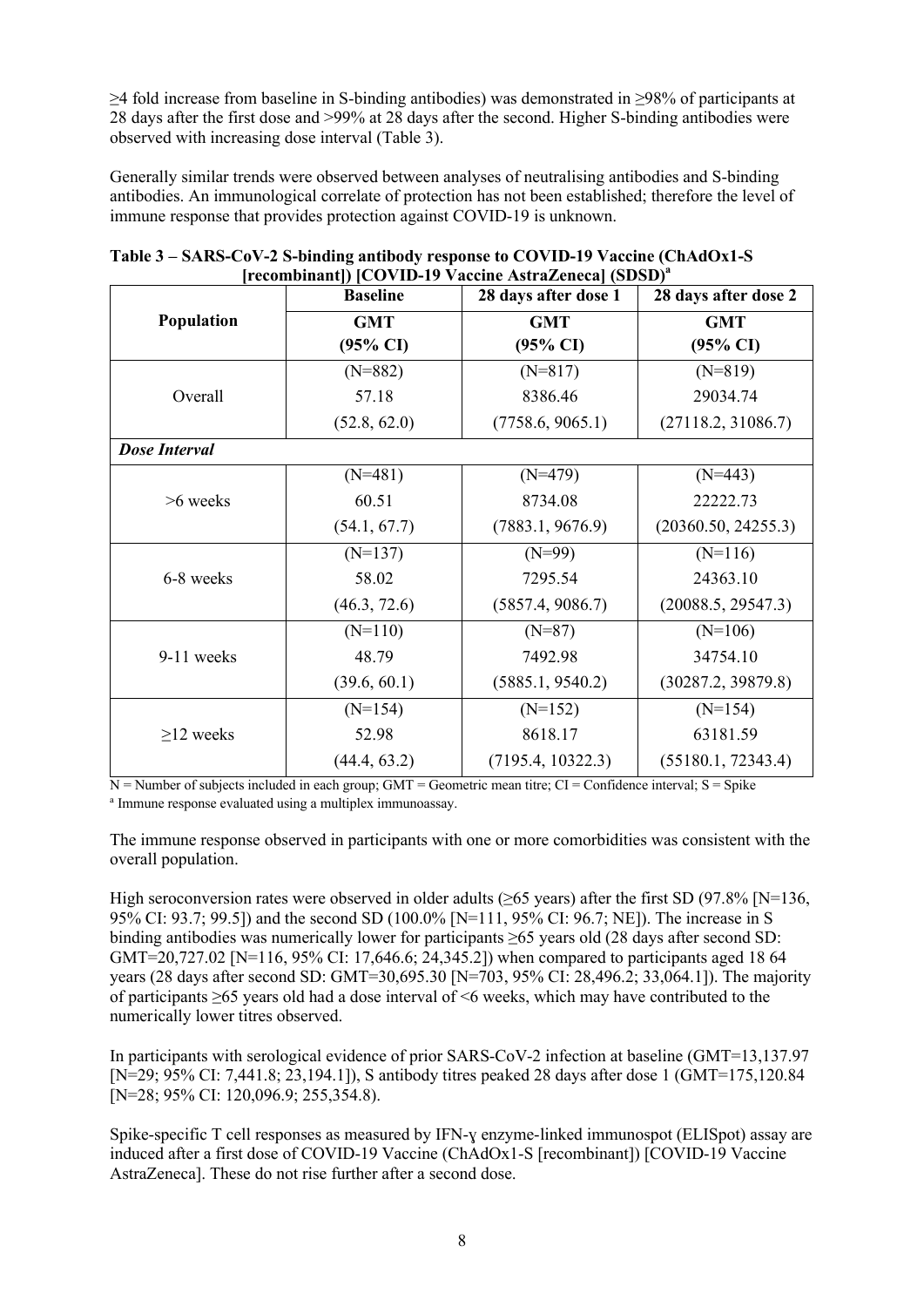≥4 fold increase from baseline in S-binding antibodies) was demonstrated in ≥98% of participants at 28 days after the first dose and >99% at 28 days after the second. Higher S-binding antibodies were observed with increasing dose interval (Table 3).

Generally similar trends were observed between analyses of neutralising antibodies and S-binding antibodies. An immunological correlate of protection has not been established; therefore the level of immune response that provides protection against COVID-19 is unknown.

**Table 3 – SARS-CoV-2 S-binding antibody response to COVID-19 Vaccine (ChAdOx1-S [recombinant]) [COVID-19 Vaccine AstraZeneca] (SDSD)[a]**

| Population | Baseline<br>GMT<br>(95% CI) | 28 days after dose 1<br>GMT<br>(95% CI) | 28 days after dose 2<br>GMT<br>(95% CI) |
|---|---|---|---|
| Overall | (N=882)<br>57.18<br>(52.8, 62.0) | (N=817)<br>8386.46<br>(7758.6, 9065.1) | (N=819)<br>29034.74<br>(27118.2, 31086.7) |
| ***Dose Interval*** | | | |
| >6 weeks | (N=481)<br>60.51<br>(54.1, 67.7) | (N=479)<br>8734.08<br>(7883.1, 9676.9) | (N=443)<br>22222.73<br>(20360.50, 24255.3) |
| 6-8 weeks | (N=137)<br>58.02<br>(46.3, 72.6) | (N=99)<br>7295.54<br>(5857.4, 9086.7) | (N=116)<br>24363.10<br>(20088.5, 29547.3) |
| 9-11 weeks | (N=110)<br>48.79<br>(39.6, 60.1) | (N=87)<br>7492.98<br>(5885.1, 9540.2) | (N=106)<br>34754.10<br>(30287.2, 39879.8) |
| ≥12 weeks | (N=154)<br>52.98<br>(44.4, 63.2) | (N=152)<br>8618.17<br>(7195.4, 10322.3) | (N=154)<br>63181.59<br>(55180.1, 72343.4) |

N = Number of subjects included in each group; GMT = Geometric mean titre; CI = Confidence interval; S = Spike
[a] Immune response evaluated using a multiplex immunoassay.

The immune response observed in participants with one or more comorbidities was consistent with the overall population.

High seroconversion rates were observed in older adults (≥65 years) after the first SD (97.8% [N=136, 95% CI: 93.7; 99.5]) and the second SD (100.0% [N=111, 95% CI: 96.7; NE]). The increase in S binding antibodies was numerically lower for participants ≥65 years old (28 days after second SD: GMT=20,727.02 [N=116, 95% CI: 17,646.6; 24,345.2]) when compared to participants aged 18 64 years (28 days after second SD: GMT=30,695.30 [N=703, 95% CI: 28,496.2; 33,064.1]). The majority of participants ≥65 years old had a dose interval of <6 weeks, which may have contributed to the numerically lower titres observed.

In participants with serological evidence of prior SARS-CoV-2 infection at baseline (GMT=13,137.97 [N=29; 95% CI: 7,441.8; 23,194.1]), S antibody titres peaked 28 days after dose 1 (GMT=175,120.84 [N=28; 95% CI: 120,096.9; 255,354.8).

Spike-specific T cell responses as measured by IFN-γ enzyme-linked immunospot (ELISpot) assay are induced after a first dose of COVID-19 Vaccine (ChAdOx1-S [recombinant]) [COVID-19 Vaccine AstraZeneca]. These do not rise further after a second dose.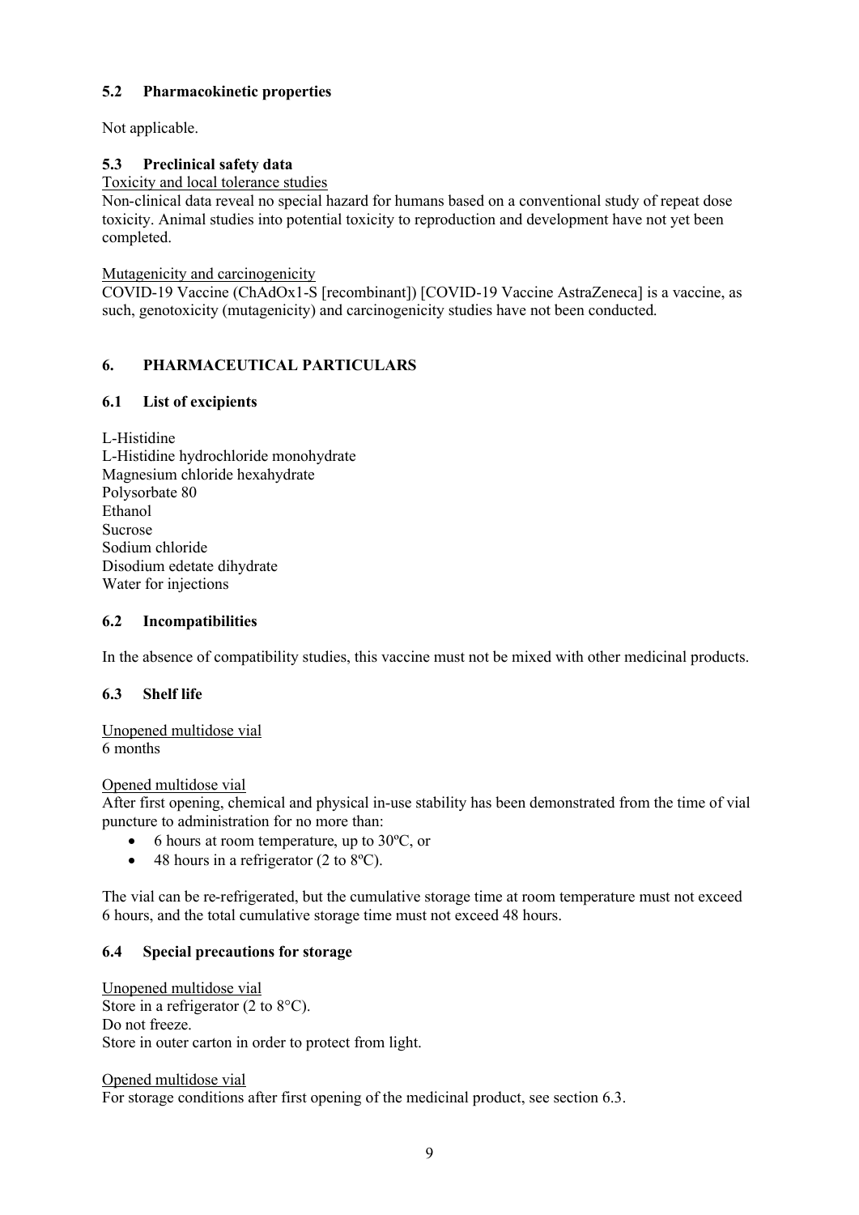### 5.2 Pharmacokinetic properties

Not applicable.

### 5.3 Preclinical safety data

Toxicity and local tolerance studies

Non-clinical data reveal no special hazard for humans based on a conventional study of repeat dose toxicity. Animal studies into potential toxicity to reproduction and development have not yet been completed.

Mutagenicity and carcinogenicity

COVID-19 Vaccine (ChAdOx1-S [recombinant]) [COVID-19 Vaccine AstraZeneca] is a vaccine, as such, genotoxicity (mutagenicity) and carcinogenicity studies have not been conducted.

## 6. PHARMACEUTICAL PARTICULARS

### 6.1 List of excipients

L-Histidine
L-Histidine hydrochloride monohydrate
Magnesium chloride hexahydrate
Polysorbate 80
Ethanol
Sucrose
Sodium chloride
Disodium edetate dihydrate
Water for injections

### 6.2 Incompatibilities

In the absence of compatibility studies, this vaccine must not be mixed with other medicinal products.

### 6.3 Shelf life

Unopened multidose vial
6 months

Opened multidose vial
After first opening, chemical and physical in-use stability has been demonstrated from the time of vial puncture to administration for no more than:

- 6 hours at room temperature, up to 30ºC, or
- 48 hours in a refrigerator (2 to 8ºC).

The vial can be re-refrigerated, but the cumulative storage time at room temperature must not exceed 6 hours, and the total cumulative storage time must not exceed 48 hours.

### 6.4 Special precautions for storage

Unopened multidose vial
Store in a refrigerator (2 to 8°C).
Do not freeze.
Store in outer carton in order to protect from light.

Opened multidose vial
For storage conditions after first opening of the medicinal product, see section 6.3.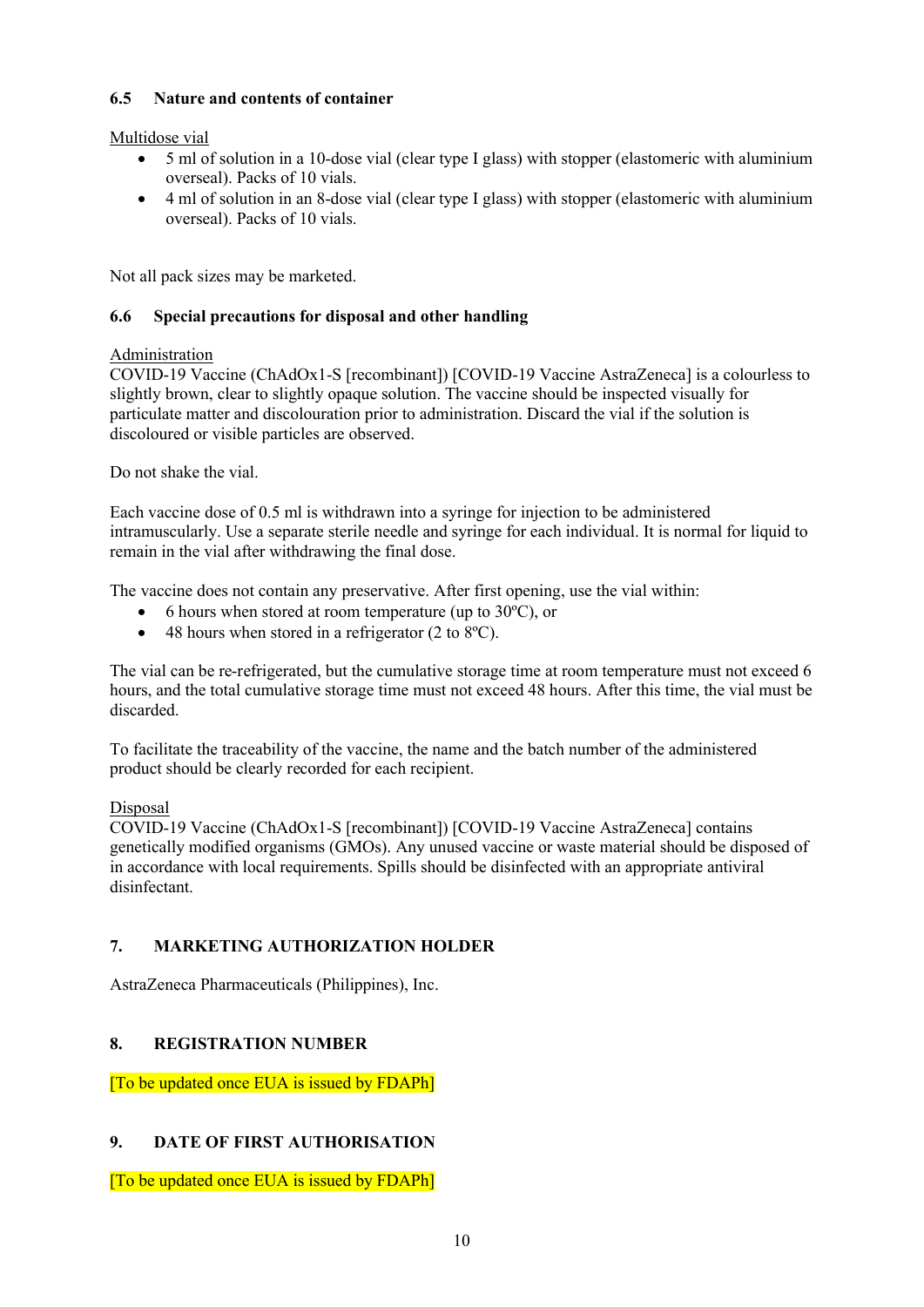### 6.5 Nature and contents of container

Multidose vial

- 5 ml of solution in a 10-dose vial (clear type I glass) with stopper (elastomeric with aluminium overseal). Packs of 10 vials.
- 4 ml of solution in an 8-dose vial (clear type I glass) with stopper (elastomeric with aluminium overseal). Packs of 10 vials.

Not all pack sizes may be marketed.

### 6.6 Special precautions for disposal and other handling

Administration

COVID-19 Vaccine (ChAdOx1-S [recombinant]) [COVID-19 Vaccine AstraZeneca] is a colourless to slightly brown, clear to slightly opaque solution. The vaccine should be inspected visually for particulate matter and discolouration prior to administration. Discard the vial if the solution is discoloured or visible particles are observed.

Do not shake the vial.

Each vaccine dose of 0.5 ml is withdrawn into a syringe for injection to be administered intramuscularly. Use a separate sterile needle and syringe for each individual. It is normal for liquid to remain in the vial after withdrawing the final dose.

The vaccine does not contain any preservative. After first opening, use the vial within:

- 6 hours when stored at room temperature (up to 30ºC), or
- 48 hours when stored in a refrigerator (2 to 8ºC).

The vial can be re-refrigerated, but the cumulative storage time at room temperature must not exceed 6 hours, and the total cumulative storage time must not exceed 48 hours. After this time, the vial must be discarded.

To facilitate the traceability of the vaccine, the name and the batch number of the administered product should be clearly recorded for each recipient.

Disposal

COVID-19 Vaccine (ChAdOx1-S [recombinant]) [COVID-19 Vaccine AstraZeneca] contains genetically modified organisms (GMOs). Any unused vaccine or waste material should be disposed of in accordance with local requirements. Spills should be disinfected with an appropriate antiviral disinfectant.

## 7. MARKETING AUTHORIZATION HOLDER

AstraZeneca Pharmaceuticals (Philippines), Inc.

## 8. REGISTRATION NUMBER

[To be updated once EUA is issued by FDAPh]

## 9. DATE OF FIRST AUTHORISATION

[To be updated once EUA is issued by FDAPh]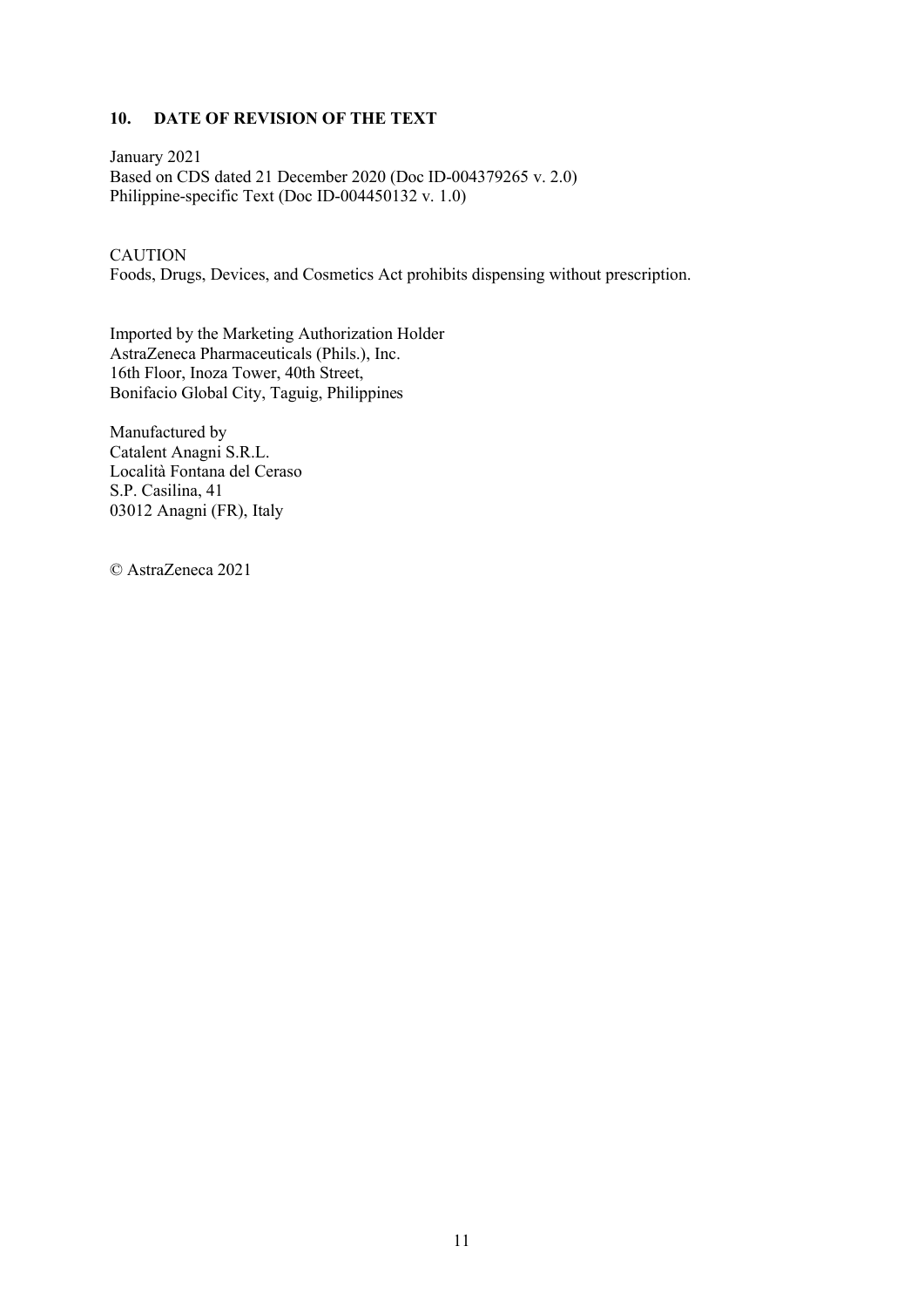## 10. DATE OF REVISION OF THE TEXT

January 2021
Based on CDS dated 21 December 2020 (Doc ID-004379265 v. 2.0)
Philippine-specific Text (Doc ID-004450132 v. 1.0)

CAUTION
Foods, Drugs, Devices, and Cosmetics Act prohibits dispensing without prescription.

Imported by the Marketing Authorization Holder
AstraZeneca Pharmaceuticals (Phils.), Inc.
16th Floor, Inoza Tower, 40th Street,
Bonifacio Global City, Taguig, Philippines

Manufactured by
Catalent Anagni S.R.L.
Località Fontana del Ceraso
S.P. Casilina, 41
03012 Anagni (FR), Italy

© AstraZeneca 2021